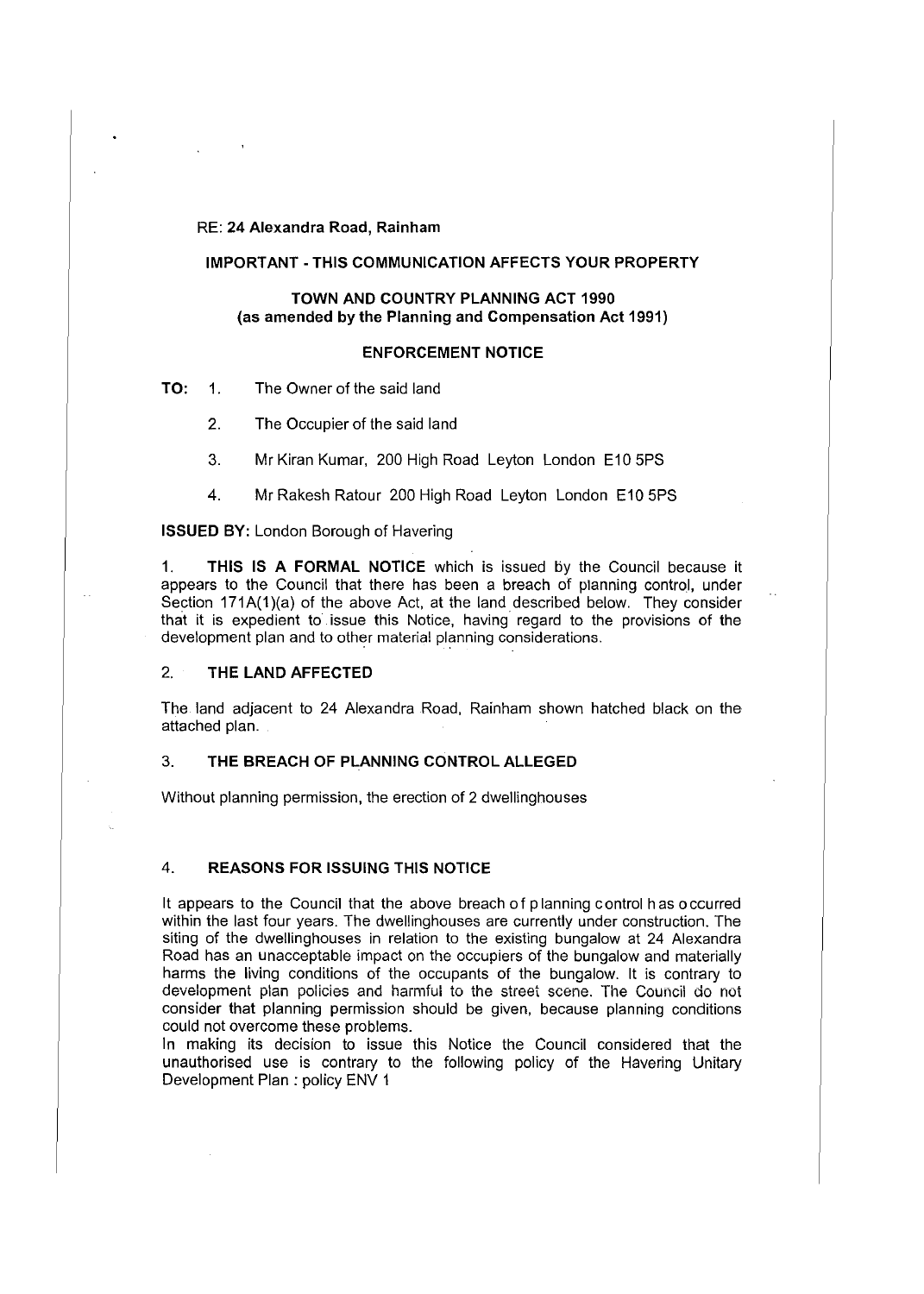RE: **24 Alexandra Road, Rainham**

**IMPORTANT - THIS COMMUNICATION AFFECTS YOUR PROPERTY**

**TOWN AND COUNTRY PLANNING ACT 1990**
**(as amended by the Planning and Compensation Act 1991)**

**ENFORCEMENT NOTICE**

**TO:**
1. The Owner of the said land
2. The Occupier of the said land
3. Mr Kiran Kumar, 200 High Road Leyton London E10 5PS
4. Mr Rakesh Ratour 200 High Road Leyton London E10 5PS

**ISSUED BY:** London Borough of Havering

1. **THIS IS A FORMAL NOTICE** which is issued by the Council because it appears to the Council that there has been a breach of planning control, under Section 171A(1)(a) of the above Act, at the land described below. They consider that it is expedient to issue this Notice, having regard to the provisions of the development plan and to other material planning considerations.

## 2. THE LAND AFFECTED

The land adjacent to 24 Alexandra Road, Rainham shown hatched black on the attached plan.

## 3. THE BREACH OF PLANNING CONTROL ALLEGED

Without planning permission, the erection of 2 dwellinghouses

## 4. REASONS FOR ISSUING THIS NOTICE

It appears to the Council that the above breach of planning control has occurred within the last four years. The dwellinghouses are currently under construction. The siting of the dwellinghouses in relation to the existing bungalow at 24 Alexandra Road has an unacceptable impact on the occupiers of the bungalow and materially harms the living conditions of the occupants of the bungalow. It is contrary to development plan policies and harmful to the street scene. The Council do not consider that planning permission should be given, because planning conditions could not overcome these problems.
In making its decision to issue this Notice the Council considered that the unauthorised use is contrary to the following policy of the Havering Unitary Development Plan : policy ENV 1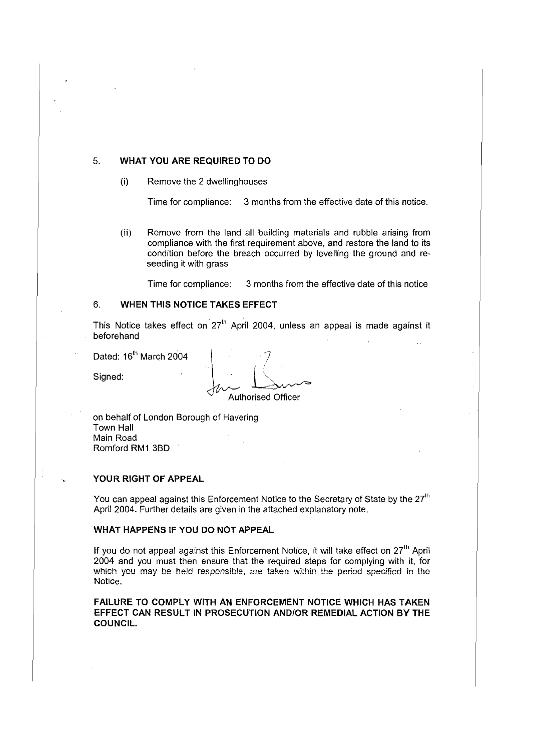## 5. WHAT YOU ARE REQUIRED TO DO

(i) Remove the 2 dwellinghouses

Time for compliance: 3 months from the effective date of this notice.

(ii) Remove from the land all building materials and rubble arising from compliance with the first requirement above, and restore the land to its condition before the breach occurred by levelling the ground and re-seeding it with grass

Time for compliance: 3 months from the effective date of this notice

## 6. WHEN THIS NOTICE TAKES EFFECT

This Notice takes effect on 27th April 2004, unless an appeal is made against it beforehand

Dated: 16th March 2004

Signed:

Authorised Officer

on behalf of London Borough of Havering
Town Hall
Main Road
Romford RM1 3BD

### YOUR RIGHT OF APPEAL

You can appeal against this Enforcement Notice to the Secretary of State by the 27th April 2004. Further details are given in the attached explanatory note.

### WHAT HAPPENS IF YOU DO NOT APPEAL

If you do not appeal against this Enforcement Notice, it will take effect on 27th April 2004 and you must then ensure that the required steps for complying with it, for which you may be held responsible, are taken within the period specified in the Notice.

**FAILURE TO COMPLY WITH AN ENFORCEMENT NOTICE WHICH HAS TAKEN EFFECT CAN RESULT IN PROSECUTION AND/OR REMEDIAL ACTION BY THE COUNCIL.**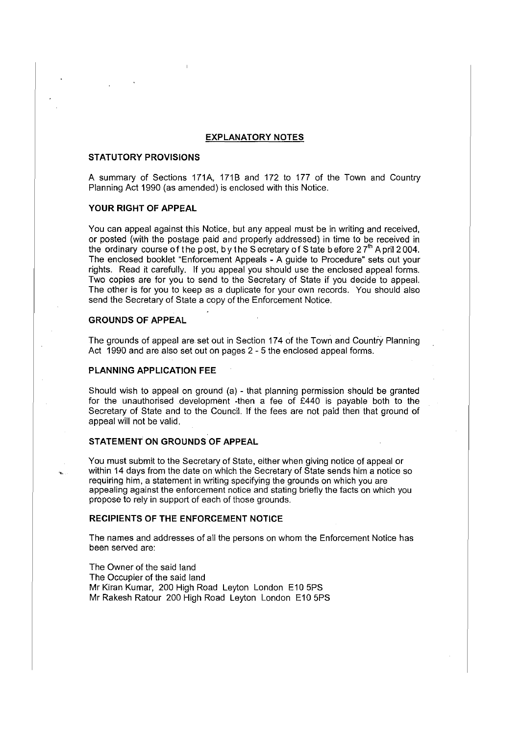## EXPLANATORY NOTES

### STATUTORY PROVISIONS

A summary of Sections 171A, 171B and 172 to 177 of the Town and Country Planning Act 1990 (as amended) is enclosed with this Notice.

### YOUR RIGHT OF APPEAL

You can appeal against this Notice, but any appeal must be in writing and received, or posted (with the postage paid and properly addressed) in time to be received in the ordinary course of the post, by the Secretary of State before 27th April 2004. The enclosed booklet "Enforcement Appeals - A guide to Procedure" sets out your rights. Read it carefully. If you appeal you should use the enclosed appeal forms. Two copies are for you to send to the Secretary of State if you decide to appeal. The other is for you to keep as a duplicate for your own records. You should also send the Secretary of State a copy of the Enforcement Notice.

### GROUNDS OF APPEAL

The grounds of appeal are set out in Section 174 of the Town and Country Planning Act 1990 and are also set out on pages 2 - 5 the enclosed appeal forms.

### PLANNING APPLICATION FEE

Should wish to appeal on ground (a) - that planning permission should be granted for the unauthorised development -then a fee of £440 is payable both to the Secretary of State and to the Council. If the fees are not paid then that ground of appeal will not be valid.

### STATEMENT ON GROUNDS OF APPEAL

You must submit to the Secretary of State, either when giving notice of appeal or within 14 days from the date on which the Secretary of State sends him a notice so requiring him, a statement in writing specifying the grounds on which you are appealing against the enforcement notice and stating briefly the facts on which you propose to rely in support of each of those grounds.

### RECIPIENTS OF THE ENFORCEMENT NOTICE

The names and addresses of all the persons on whom the Enforcement Notice has been served are:

The Owner of the said land
The Occupier of the said land
Mr Kiran Kumar, 200 High Road Leyton London E10 5PS
Mr Rakesh Ratour 200 High Road Leyton London E10 5PS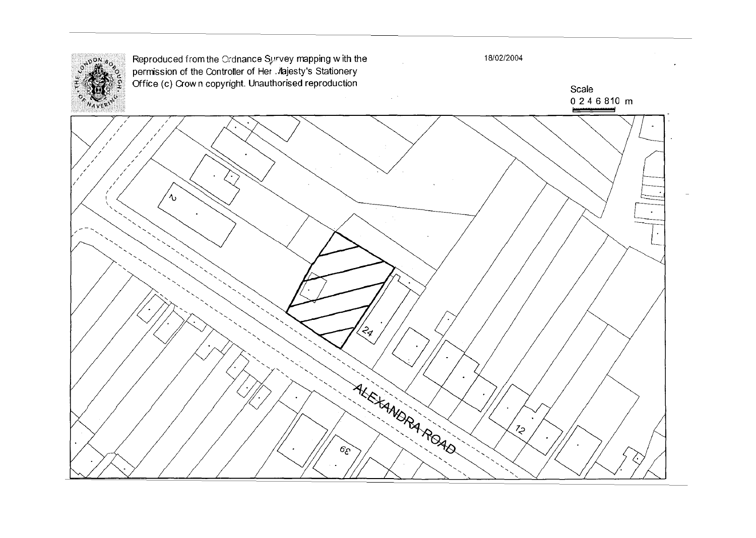Reproduced from the Ordnance Survey mapping with the permission of the Controller of Her Majesty's Stationery Office (c) Crown copyright. Unauthorised reproduction

18/02/2004

Scale

0 2 4 6 8 10 m

2

24

ALEXANDRA ROAD

12

39